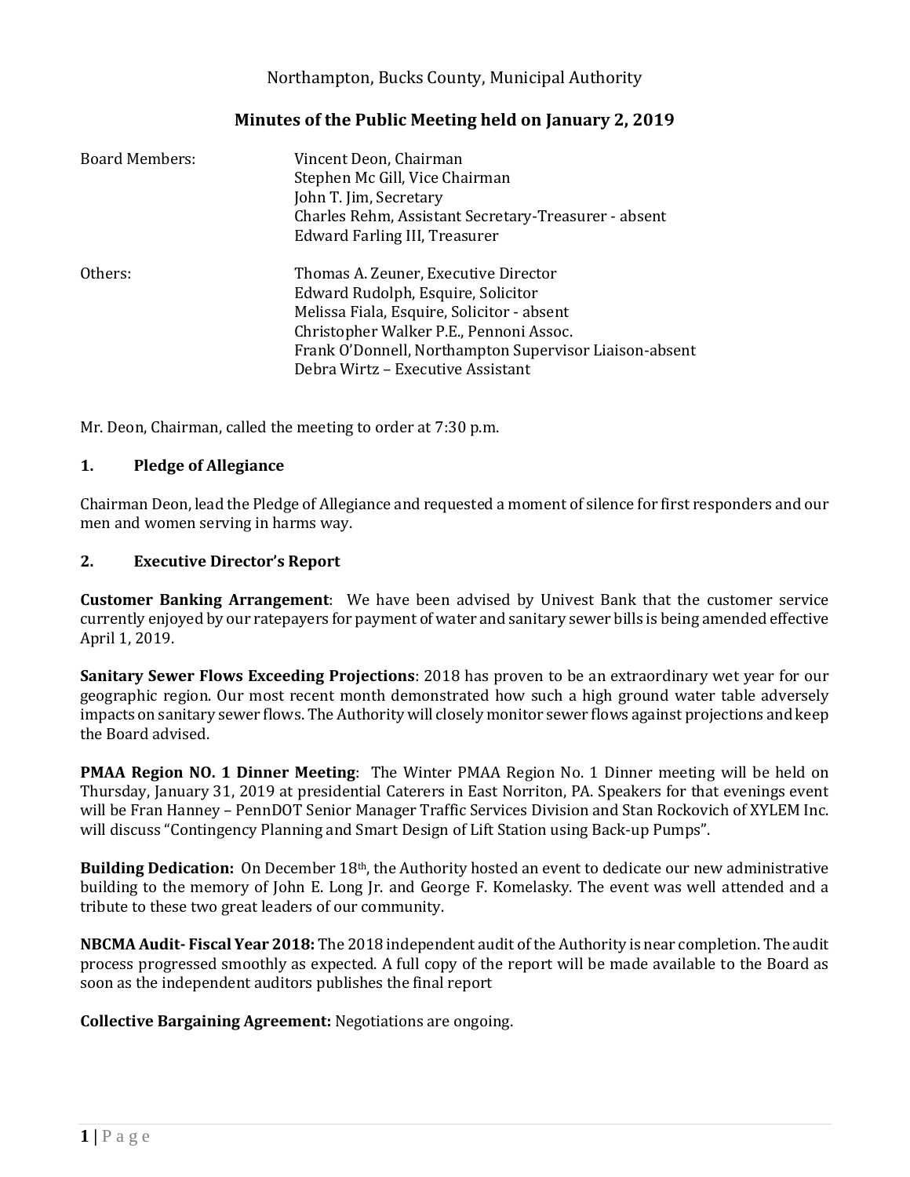Northampton, Bucks County, Municipal Authority

## Minutes of the Public Meeting held on January 2, 2019

| | |
|---|---|
| Board Members: | Vincent Deon, Chairman<br>Stephen Mc Gill, Vice Chairman<br>John T. Jim, Secretary<br>Charles Rehm, Assistant Secretary-Treasurer - absent<br>Edward Farling III, Treasurer |
| Others: | Thomas A. Zeuner, Executive Director<br>Edward Rudolph, Esquire, Solicitor<br>Melissa Fiala, Esquire, Solicitor - absent<br>Christopher Walker P.E., Pennoni Assoc.<br>Frank O'Donnell, Northampton Supervisor Liaison-absent<br>Debra Wirtz – Executive Assistant |

Mr. Deon, Chairman, called the meeting to order at 7:30 p.m.

### 1. Pledge of Allegiance

Chairman Deon, lead the Pledge of Allegiance and requested a moment of silence for first responders and our men and women serving in harms way.

### 2. Executive Director's Report

**Customer Banking Arrangement**: We have been advised by Univest Bank that the customer service currently enjoyed by our ratepayers for payment of water and sanitary sewer bills is being amended effective April 1, 2019.

**Sanitary Sewer Flows Exceeding Projections**: 2018 has proven to be an extraordinary wet year for our geographic region. Our most recent month demonstrated how such a high ground water table adversely impacts on sanitary sewer flows. The Authority will closely monitor sewer flows against projections and keep the Board advised.

**PMAA Region NO. 1 Dinner Meeting**: The Winter PMAA Region No. 1 Dinner meeting will be held on Thursday, January 31, 2019 at presidential Caterers in East Norriton, PA. Speakers for that evenings event will be Fran Hanney – PennDOT Senior Manager Traffic Services Division and Stan Rockovich of XYLEM Inc. will discuss "Contingency Planning and Smart Design of Lift Station using Back-up Pumps".

**Building Dedication:** On December 18th, the Authority hosted an event to dedicate our new administrative building to the memory of John E. Long Jr. and George F. Komelasky. The event was well attended and a tribute to these two great leaders of our community.

**NBCMA Audit- Fiscal Year 2018:** The 2018 independent audit of the Authority is near completion. The audit process progressed smoothly as expected. A full copy of the report will be made available to the Board as soon as the independent auditors publishes the final report

**Collective Bargaining Agreement:** Negotiations are ongoing.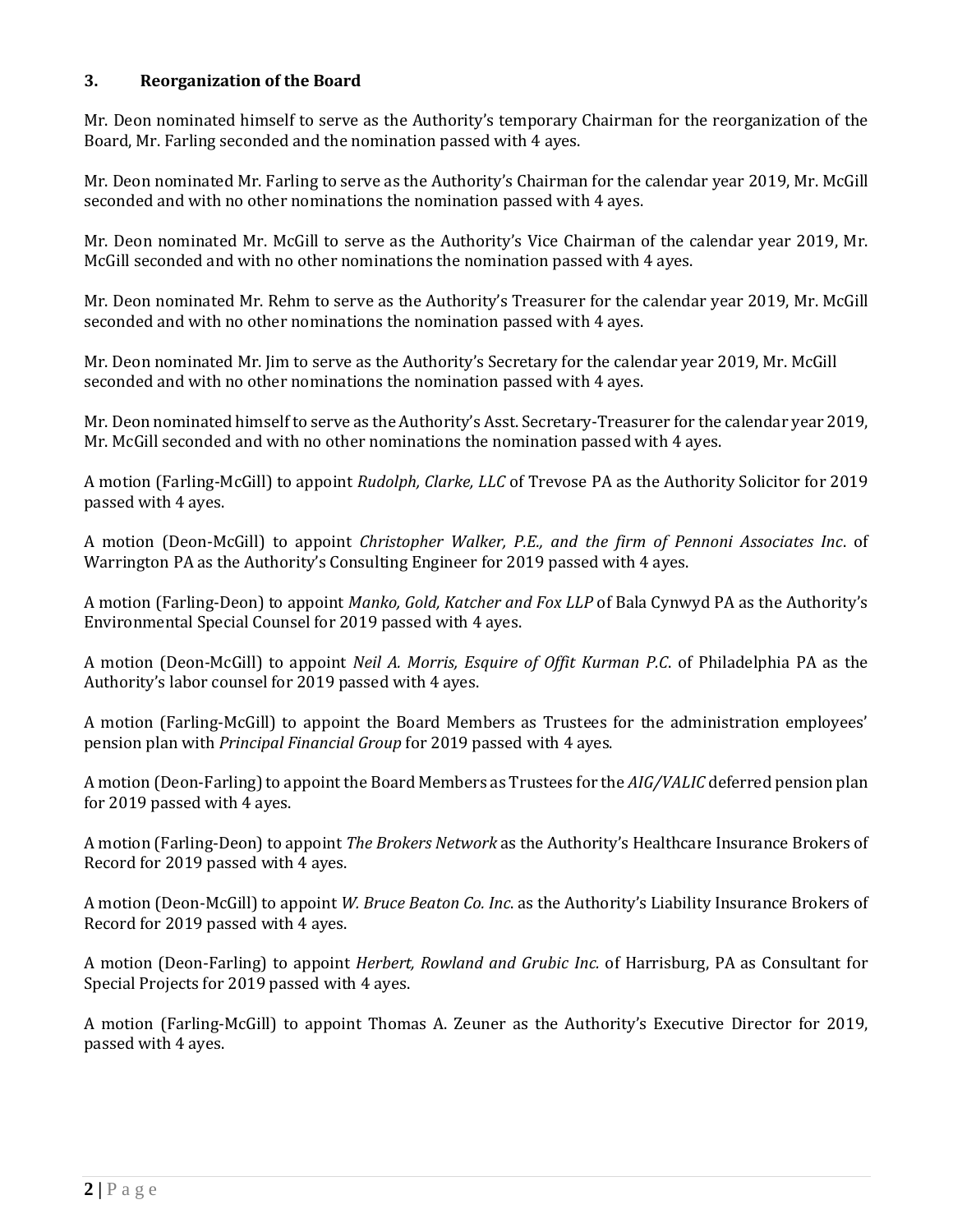### 3. Reorganization of the Board

Mr. Deon nominated himself to serve as the Authority's temporary Chairman for the reorganization of the Board, Mr. Farling seconded and the nomination passed with 4 ayes.

Mr. Deon nominated Mr. Farling to serve as the Authority's Chairman for the calendar year 2019, Mr. McGill seconded and with no other nominations the nomination passed with 4 ayes.

Mr. Deon nominated Mr. McGill to serve as the Authority's Vice Chairman of the calendar year 2019, Mr. McGill seconded and with no other nominations the nomination passed with 4 ayes.

Mr. Deon nominated Mr. Rehm to serve as the Authority's Treasurer for the calendar year 2019, Mr. McGill seconded and with no other nominations the nomination passed with 4 ayes.

Mr. Deon nominated Mr. Jim to serve as the Authority's Secretary for the calendar year 2019, Mr. McGill seconded and with no other nominations the nomination passed with 4 ayes.

Mr. Deon nominated himself to serve as the Authority's Asst. Secretary-Treasurer for the calendar year 2019, Mr. McGill seconded and with no other nominations the nomination passed with 4 ayes.

A motion (Farling-McGill) to appoint *Rudolph, Clarke, LLC* of Trevose PA as the Authority Solicitor for 2019 passed with 4 ayes.

A motion (Deon-McGill) to appoint *Christopher Walker, P.E., and the firm of Pennoni Associates Inc*. of Warrington PA as the Authority's Consulting Engineer for 2019 passed with 4 ayes.

A motion (Farling-Deon) to appoint *Manko, Gold, Katcher and Fox LLP* of Bala Cynwyd PA as the Authority's Environmental Special Counsel for 2019 passed with 4 ayes.

A motion (Deon-McGill) to appoint *Neil A. Morris, Esquire of Offit Kurman P.C*. of Philadelphia PA as the Authority's labor counsel for 2019 passed with 4 ayes.

A motion (Farling-McGill) to appoint the Board Members as Trustees for the administration employees' pension plan with *Principal Financial Group* for 2019 passed with 4 ayes.

A motion (Deon-Farling) to appoint the Board Members as Trustees for the *AIG/VALIC* deferred pension plan for 2019 passed with 4 ayes.

A motion (Farling-Deon) to appoint *The Brokers Network* as the Authority's Healthcare Insurance Brokers of Record for 2019 passed with 4 ayes.

A motion (Deon-McGill) to appoint *W. Bruce Beaton Co. Inc*. as the Authority's Liability Insurance Brokers of Record for 2019 passed with 4 ayes.

A motion (Deon-Farling) to appoint *Herbert, Rowland and Grubic Inc.* of Harrisburg, PA as Consultant for Special Projects for 2019 passed with 4 ayes.

A motion (Farling-McGill) to appoint Thomas A. Zeuner as the Authority's Executive Director for 2019, passed with 4 ayes.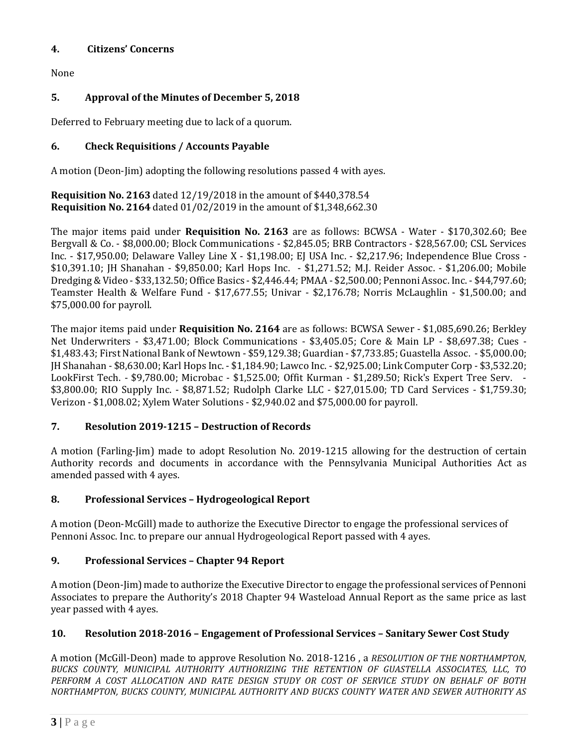## 4. Citizens' Concerns

None

## 5. Approval of the Minutes of December 5, 2018

Deferred to February meeting due to lack of a quorum.

## 6. Check Requisitions / Accounts Payable

A motion (Deon-Jim) adopting the following resolutions passed 4 with ayes.

**Requisition No. 2163** dated 12/19/2018 in the amount of $440,378.54
**Requisition No. 2164** dated 01/02/2019 in the amount of $1,348,662.30

The major items paid under **Requisition No. 2163** are as follows: BCWSA - Water - $170,302.60; Bee Bergvall & Co. - $8,000.00; Block Communications - $2,845.05; BRB Contractors - $28,567.00; CSL Services Inc. - $17,950.00; Delaware Valley Line X - $1,198.00; EJ USA Inc. - $2,217.96; Independence Blue Cross - $10,391.10; JH Shanahan - $9,850.00; Karl Hops Inc. - $1,271.52; M.J. Reider Assoc. - $1,206.00; Mobile Dredging & Video - $33,132.50; Office Basics - $2,446.44; PMAA - $2,500.00; Pennoni Assoc. Inc. - $44,797.60; Teamster Health & Welfare Fund - $17,677.55; Univar - $2,176.78; Norris McLaughlin - $1,500.00; and $75,000.00 for payroll.

The major items paid under **Requisition No. 2164** are as follows: BCWSA Sewer - $1,085,690.26; Berkley Net Underwriters - $3,471.00; Block Communications - $3,405.05; Core & Main LP - $8,697.38; Cues - $1,483.43; First National Bank of Newtown - $59,129.38; Guardian - $7,733.85; Guastella Assoc. - $5,000.00; JH Shanahan - $8,630.00; Karl Hops Inc. - $1,184.90; Lawco Inc. - $2,925.00; Link Computer Corp - $3,532.20; LookFirst Tech. - $9,780.00; Microbac - $1,525.00; Offit Kurman - $1,289.50; Rick's Expert Tree Serv. - $3,800.00; RIO Supply Inc. - $8,871.52; Rudolph Clarke LLC - $27,015.00; TD Card Services - $1,759.30; Verizon - $1,008.02; Xylem Water Solutions - $2,940.02 and $75,000.00 for payroll.

## 7. Resolution 2019-1215 – Destruction of Records

A motion (Farling-Jim) made to adopt Resolution No. 2019-1215 allowing for the destruction of certain Authority records and documents in accordance with the Pennsylvania Municipal Authorities Act as amended passed with 4 ayes.

## 8. Professional Services – Hydrogeological Report

A motion (Deon-McGill) made to authorize the Executive Director to engage the professional services of Pennoni Assoc. Inc. to prepare our annual Hydrogeological Report passed with 4 ayes.

## 9. Professional Services – Chapter 94 Report

A motion (Deon-Jim) made to authorize the Executive Director to engage the professional services of Pennoni Associates to prepare the Authority's 2018 Chapter 94 Wasteload Annual Report as the same price as last year passed with 4 ayes.

## 10. Resolution 2018-2016 – Engagement of Professional Services – Sanitary Sewer Cost Study

A motion (McGill-Deon) made to approve Resolution No. 2018-1216 , a *RESOLUTION OF THE NORTHAMPTON, BUCKS COUNTY, MUNICIPAL AUTHORITY AUTHORIZING THE RETENTION OF GUASTELLA ASSOCIATES, LLC, TO PERFORM A COST ALLOCATION AND RATE DESIGN STUDY OR COST OF SERVICE STUDY ON BEHALF OF BOTH NORTHAMPTON, BUCKS COUNTY, MUNICIPAL AUTHORITY AND BUCKS COUNTY WATER AND SEWER AUTHORITY AS*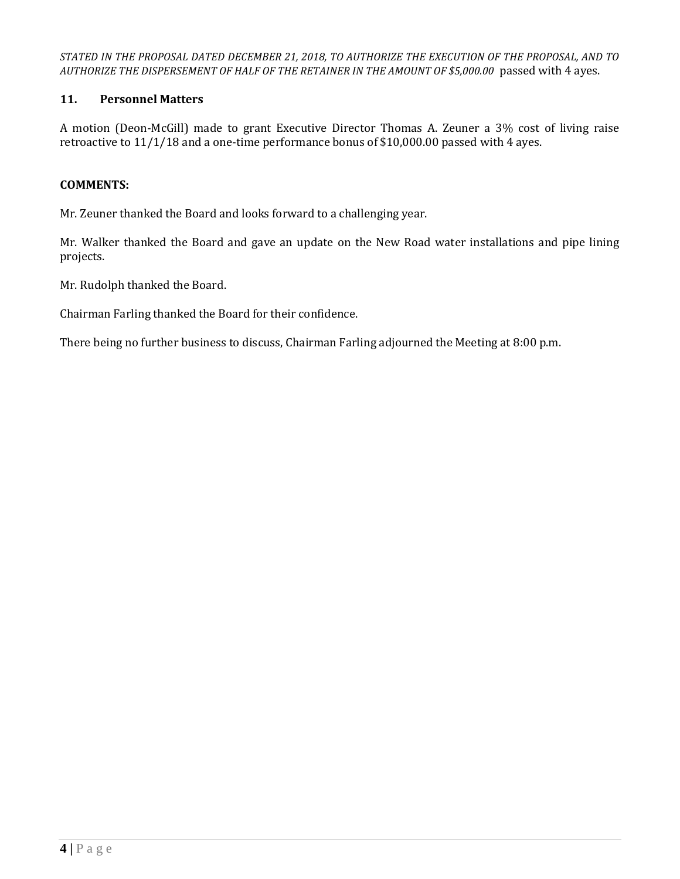*STATED IN THE PROPOSAL DATED DECEMBER 21, 2018, TO AUTHORIZE THE EXECUTION OF THE PROPOSAL, AND TO AUTHORIZE THE DISPERSEMENT OF HALF OF THE RETAINER IN THE AMOUNT OF $5,000.00* passed with 4 ayes.

### 11. Personnel Matters

A motion (Deon-McGill) made to grant Executive Director Thomas A. Zeuner a 3% cost of living raise retroactive to 11/1/18 and a one-time performance bonus of $10,000.00 passed with 4 ayes.

**COMMENTS:**

Mr. Zeuner thanked the Board and looks forward to a challenging year.

Mr. Walker thanked the Board and gave an update on the New Road water installations and pipe lining projects.

Mr. Rudolph thanked the Board.

Chairman Farling thanked the Board for their confidence.

There being no further business to discuss, Chairman Farling adjourned the Meeting at 8:00 p.m.